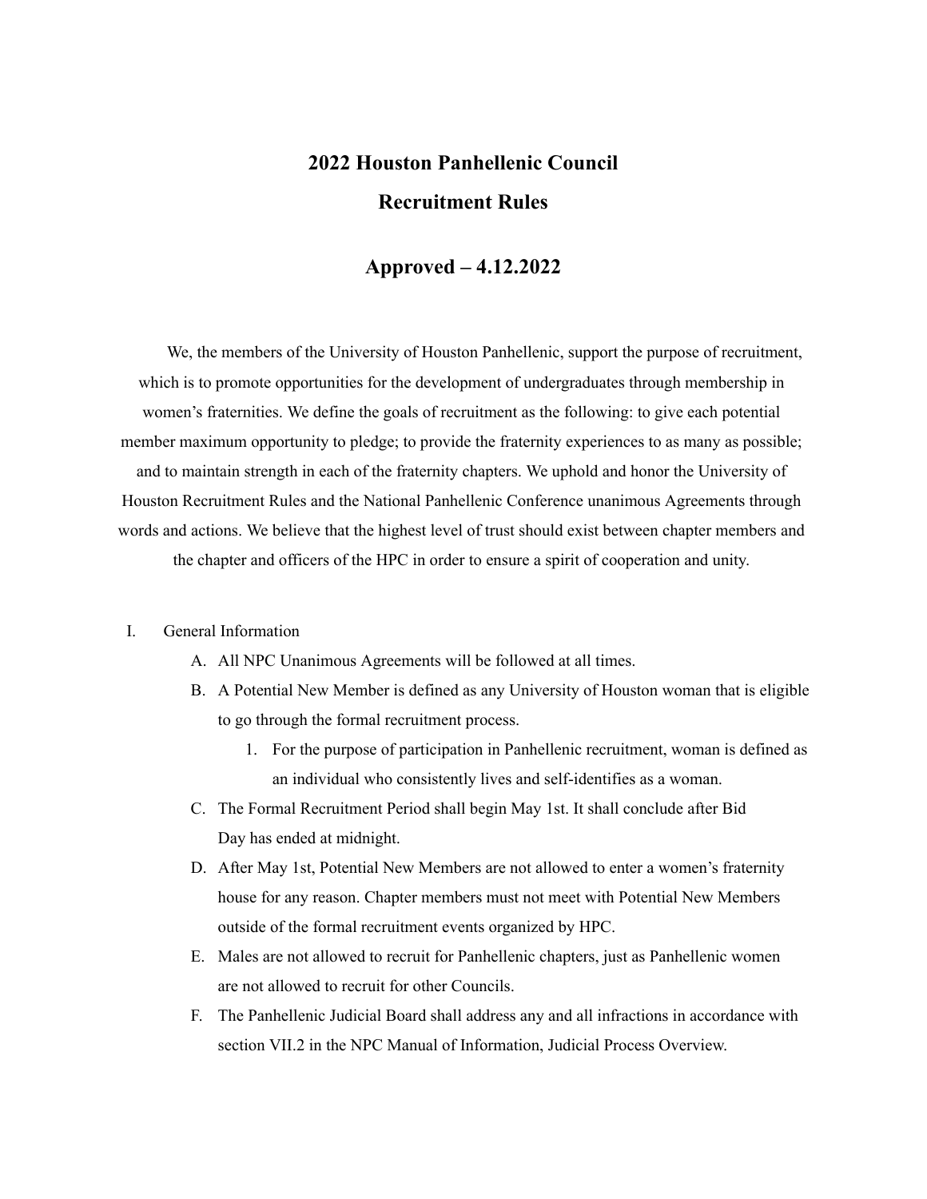# 2022 Houston Panhellenic Council

# Recruitment Rules

## Approved – 4.12.2022

We, the members of the University of Houston Panhellenic, support the purpose of recruitment, which is to promote opportunities for the development of undergraduates through membership in women's fraternities. We define the goals of recruitment as the following: to give each potential member maximum opportunity to pledge; to provide the fraternity experiences to as many as possible; and to maintain strength in each of the fraternity chapters. We uphold and honor the University of Houston Recruitment Rules and the National Panhellenic Conference unanimous Agreements through words and actions. We believe that the highest level of trust should exist between chapter members and the chapter and officers of the HPC in order to ensure a spirit of cooperation and unity.

I. General Information
   A. All NPC Unanimous Agreements will be followed at all times.
   B. A Potential New Member is defined as any University of Houston woman that is eligible to go through the formal recruitment process.
      1. For the purpose of participation in Panhellenic recruitment, woman is defined as an individual who consistently lives and self-identifies as a woman.
   C. The Formal Recruitment Period shall begin May 1st. It shall conclude after Bid Day has ended at midnight.
   D. After May 1st, Potential New Members are not allowed to enter a women's fraternity house for any reason. Chapter members must not meet with Potential New Members outside of the formal recruitment events organized by HPC.
   E. Males are not allowed to recruit for Panhellenic chapters, just as Panhellenic women are not allowed to recruit for other Councils.
   F. The Panhellenic Judicial Board shall address any and all infractions in accordance with section VII.2 in the NPC Manual of Information, Judicial Process Overview.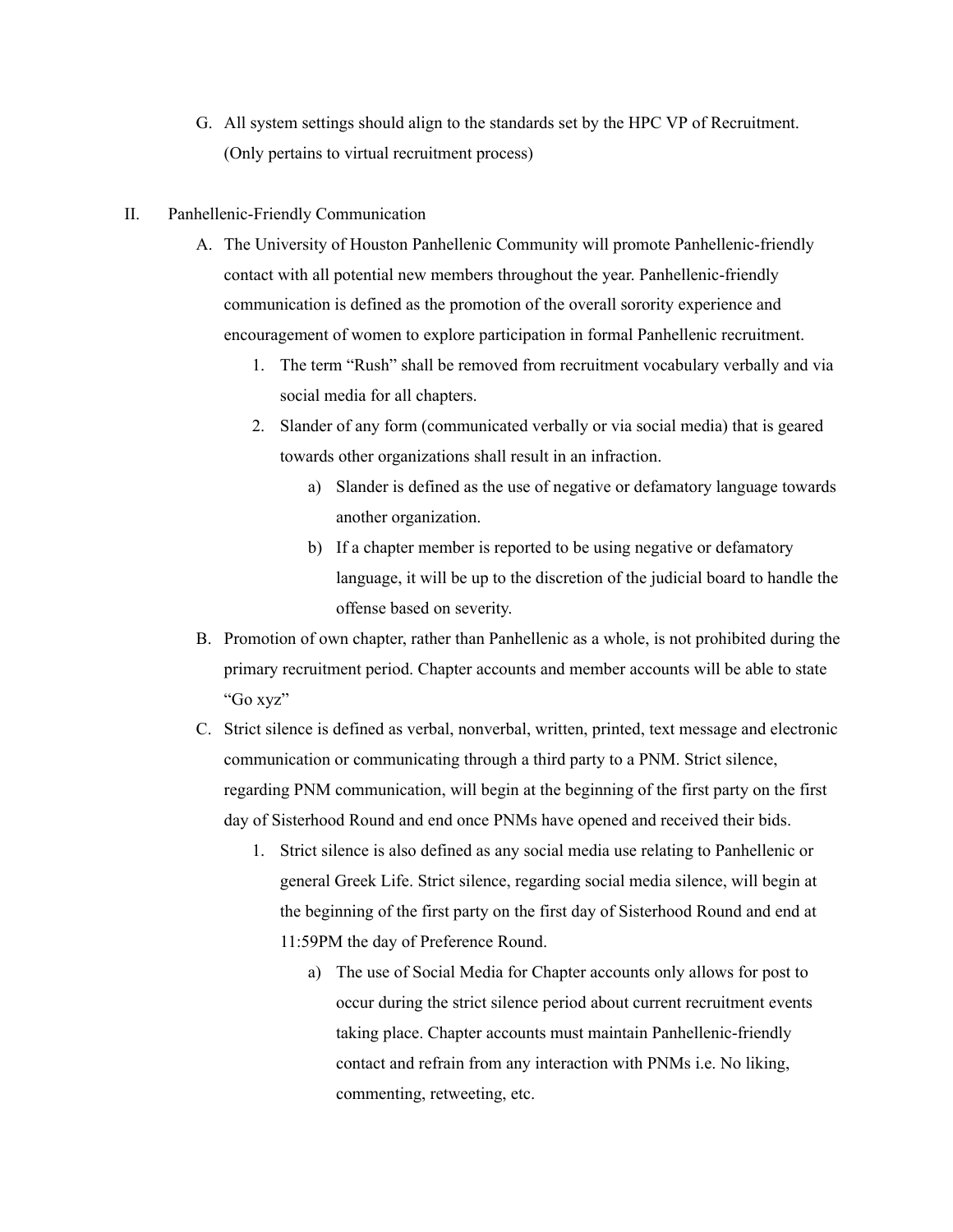G. All system settings should align to the standards set by the HPC VP of Recruitment. (Only pertains to virtual recruitment process)

II. Panhellenic-Friendly Communication

A. The University of Houston Panhellenic Community will promote Panhellenic-friendly contact with all potential new members throughout the year. Panhellenic-friendly communication is defined as the promotion of the overall sorority experience and encouragement of women to explore participation in formal Panhellenic recruitment.

1. The term "Rush" shall be removed from recruitment vocabulary verbally and via social media for all chapters.
2. Slander of any form (communicated verbally or via social media) that is geared towards other organizations shall result in an infraction.
   a) Slander is defined as the use of negative or defamatory language towards another organization.
   b) If a chapter member is reported to be using negative or defamatory language, it will be up to the discretion of the judicial board to handle the offense based on severity.

B. Promotion of own chapter, rather than Panhellenic as a whole, is not prohibited during the primary recruitment period. Chapter accounts and member accounts will be able to state "Go xyz"

C. Strict silence is defined as verbal, nonverbal, written, printed, text message and electronic communication or communicating through a third party to a PNM. Strict silence, regarding PNM communication, will begin at the beginning of the first party on the first day of Sisterhood Round and end once PNMs have opened and received their bids.

1. Strict silence is also defined as any social media use relating to Panhellenic or general Greek Life. Strict silence, regarding social media silence, will begin at the beginning of the first party on the first day of Sisterhood Round and end at 11:59PM the day of Preference Round.
   a) The use of Social Media for Chapter accounts only allows for post to occur during the strict silence period about current recruitment events taking place. Chapter accounts must maintain Panhellenic-friendly contact and refrain from any interaction with PNMs i.e. No liking, commenting, retweeting, etc.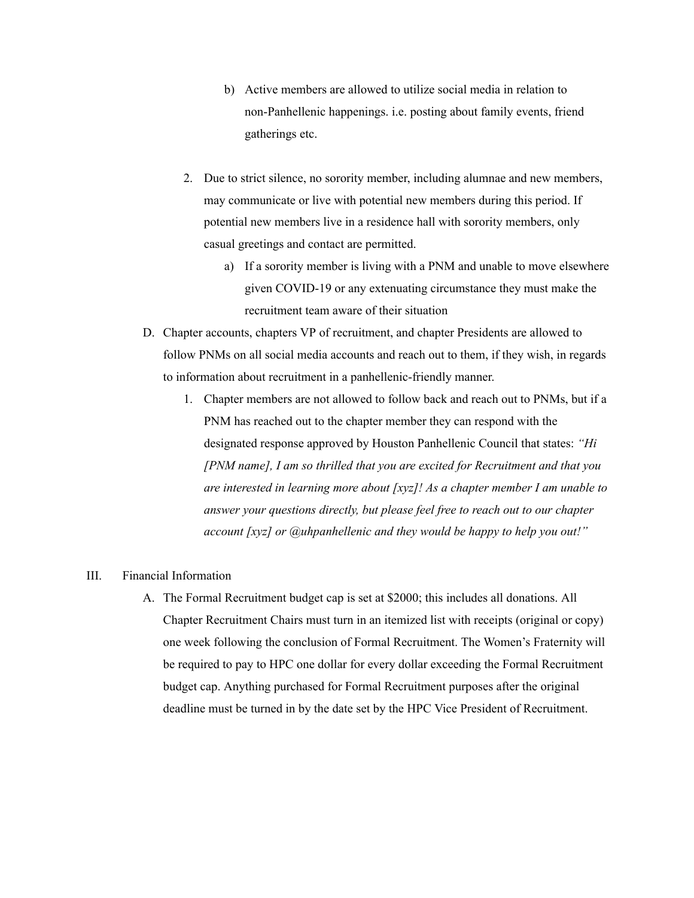b) Active members are allowed to utilize social media in relation to non-Panhellenic happenings. i.e. posting about family events, friend gatherings etc.

2. Due to strict silence, no sorority member, including alumnae and new members, may communicate or live with potential new members during this period. If potential new members live in a residence hall with sorority members, only casual greetings and contact are permitted.
   a) If a sorority member is living with a PNM and unable to move elsewhere given COVID-19 or any extenuating circumstance they must make the recruitment team aware of their situation

D. Chapter accounts, chapters VP of recruitment, and chapter Presidents are allowed to follow PNMs on all social media accounts and reach out to them, if they wish, in regards to information about recruitment in a panhellenic-friendly manner.

1. Chapter members are not allowed to follow back and reach out to PNMs, but if a PNM has reached out to the chapter member they can respond with the designated response approved by Houston Panhellenic Council that states: *"Hi [PNM name], I am so thrilled that you are excited for Recruitment and that you are interested in learning more about [xyz]! As a chapter member I am unable to answer your questions directly, but please feel free to reach out to our chapter account [xyz] or @uhpanhellenic and they would be happy to help you out!"*

III. Financial Information

A. The Formal Recruitment budget cap is set at $2000; this includes all donations. All Chapter Recruitment Chairs must turn in an itemized list with receipts (original or copy) one week following the conclusion of Formal Recruitment. The Women's Fraternity will be required to pay to HPC one dollar for every dollar exceeding the Formal Recruitment budget cap. Anything purchased for Formal Recruitment purposes after the original deadline must be turned in by the date set by the HPC Vice President of Recruitment.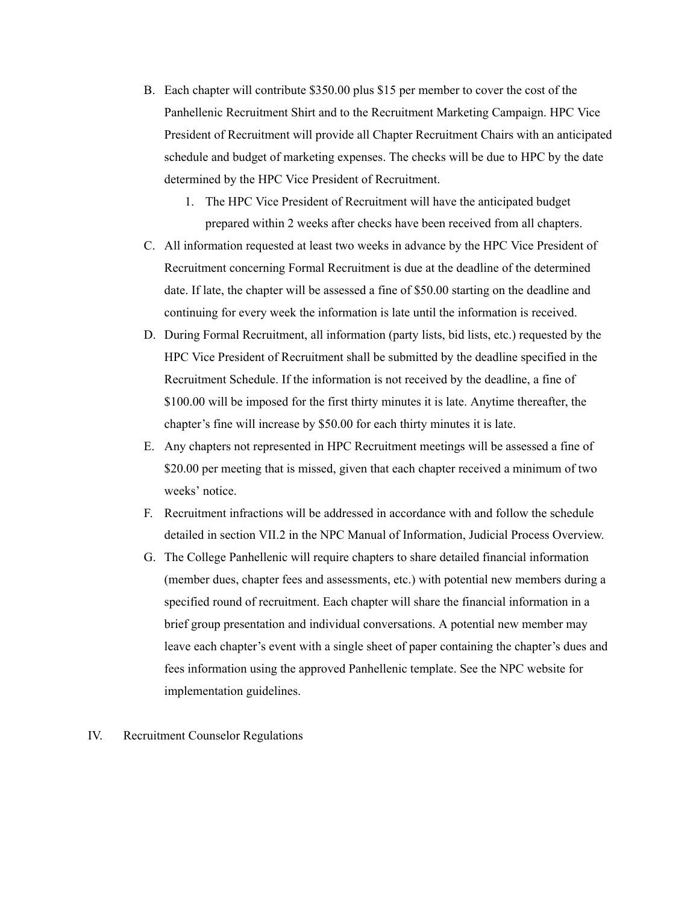B. Each chapter will contribute $350.00 plus $15 per member to cover the cost of the Panhellenic Recruitment Shirt and to the Recruitment Marketing Campaign. HPC Vice President of Recruitment will provide all Chapter Recruitment Chairs with an anticipated schedule and budget of marketing expenses. The checks will be due to HPC by the date determined by the HPC Vice President of Recruitment.

   1. The HPC Vice President of Recruitment will have the anticipated budget prepared within 2 weeks after checks have been received from all chapters.

C. All information requested at least two weeks in advance by the HPC Vice President of Recruitment concerning Formal Recruitment is due at the deadline of the determined date. If late, the chapter will be assessed a fine of $50.00 starting on the deadline and continuing for every week the information is late until the information is received.

D. During Formal Recruitment, all information (party lists, bid lists, etc.) requested by the HPC Vice President of Recruitment shall be submitted by the deadline specified in the Recruitment Schedule. If the information is not received by the deadline, a fine of $100.00 will be imposed for the first thirty minutes it is late. Anytime thereafter, the chapter's fine will increase by $50.00 for each thirty minutes it is late.

E. Any chapters not represented in HPC Recruitment meetings will be assessed a fine of $20.00 per meeting that is missed, given that each chapter received a minimum of two weeks' notice.

F. Recruitment infractions will be addressed in accordance with and follow the schedule detailed in section VII.2 in the NPC Manual of Information, Judicial Process Overview.

G. The College Panhellenic will require chapters to share detailed financial information (member dues, chapter fees and assessments, etc.) with potential new members during a specified round of recruitment. Each chapter will share the financial information in a brief group presentation and individual conversations. A potential new member may leave each chapter's event with a single sheet of paper containing the chapter's dues and fees information using the approved Panhellenic template. See the NPC website for implementation guidelines.

IV. Recruitment Counselor Regulations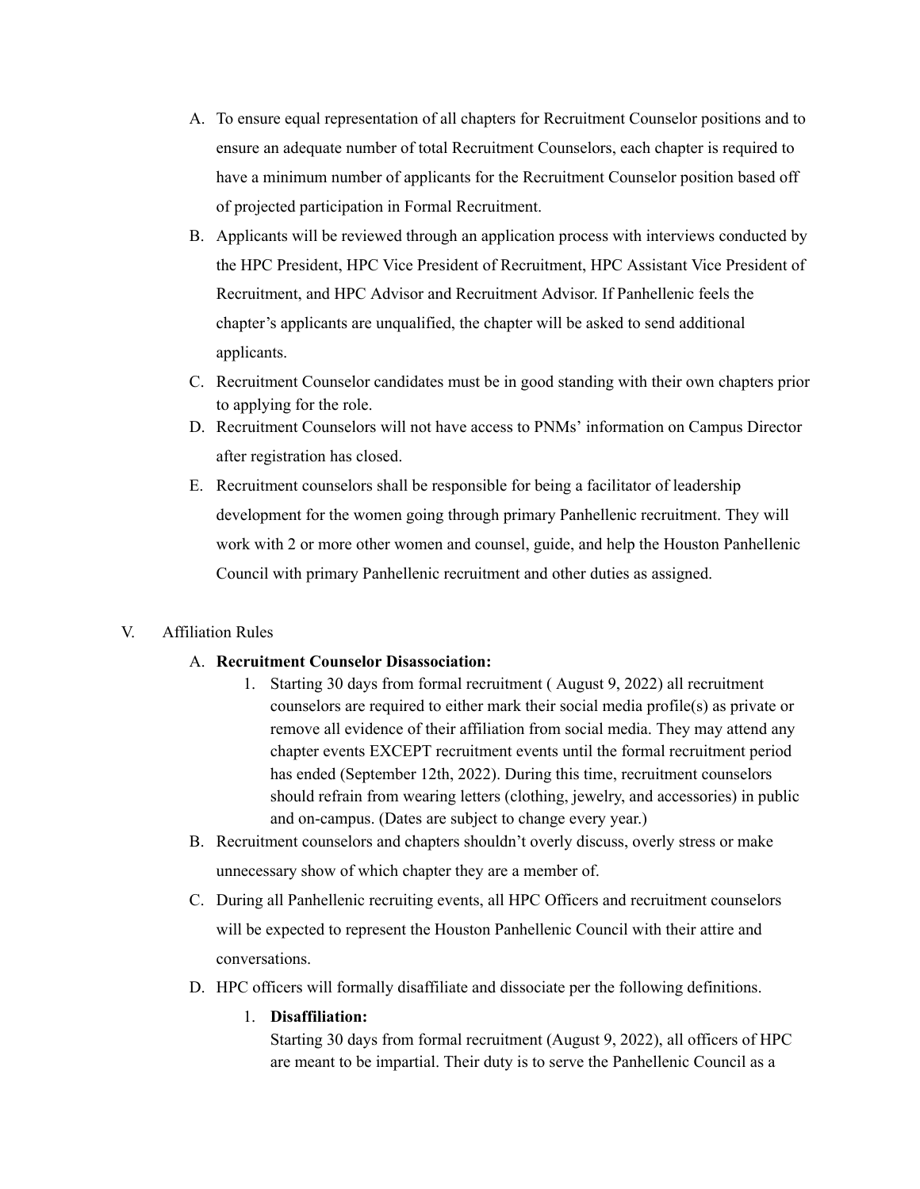A. To ensure equal representation of all chapters for Recruitment Counselor positions and to ensure an adequate number of total Recruitment Counselors, each chapter is required to have a minimum number of applicants for the Recruitment Counselor position based off of projected participation in Formal Recruitment.

B. Applicants will be reviewed through an application process with interviews conducted by the HPC President, HPC Vice President of Recruitment, HPC Assistant Vice President of Recruitment, and HPC Advisor and Recruitment Advisor. If Panhellenic feels the chapter's applicants are unqualified, the chapter will be asked to send additional applicants.

C. Recruitment Counselor candidates must be in good standing with their own chapters prior to applying for the role.

D. Recruitment Counselors will not have access to PNMs' information on Campus Director after registration has closed.

E. Recruitment counselors shall be responsible for being a facilitator of leadership development for the women going through primary Panhellenic recruitment. They will work with 2 or more other women and counsel, guide, and help the Houston Panhellenic Council with primary Panhellenic recruitment and other duties as assigned.

V. Affiliation Rules

A. **Recruitment Counselor Disassociation:**

1. Starting 30 days from formal recruitment ( August 9, 2022) all recruitment counselors are required to either mark their social media profile(s) as private or remove all evidence of their affiliation from social media. They may attend any chapter events EXCEPT recruitment events until the formal recruitment period has ended (September 12th, 2022). During this time, recruitment counselors should refrain from wearing letters (clothing, jewelry, and accessories) in public and on-campus. (Dates are subject to change every year.)

B. Recruitment counselors and chapters shouldn't overly discuss, overly stress or make unnecessary show of which chapter they are a member of.

C. During all Panhellenic recruiting events, all HPC Officers and recruitment counselors will be expected to represent the Houston Panhellenic Council with their attire and conversations.

D. HPC officers will formally disaffiliate and dissociate per the following definitions.

1. **Disaffiliation:**
Starting 30 days from formal recruitment (August 9, 2022), all officers of HPC are meant to be impartial. Their duty is to serve the Panhellenic Council as a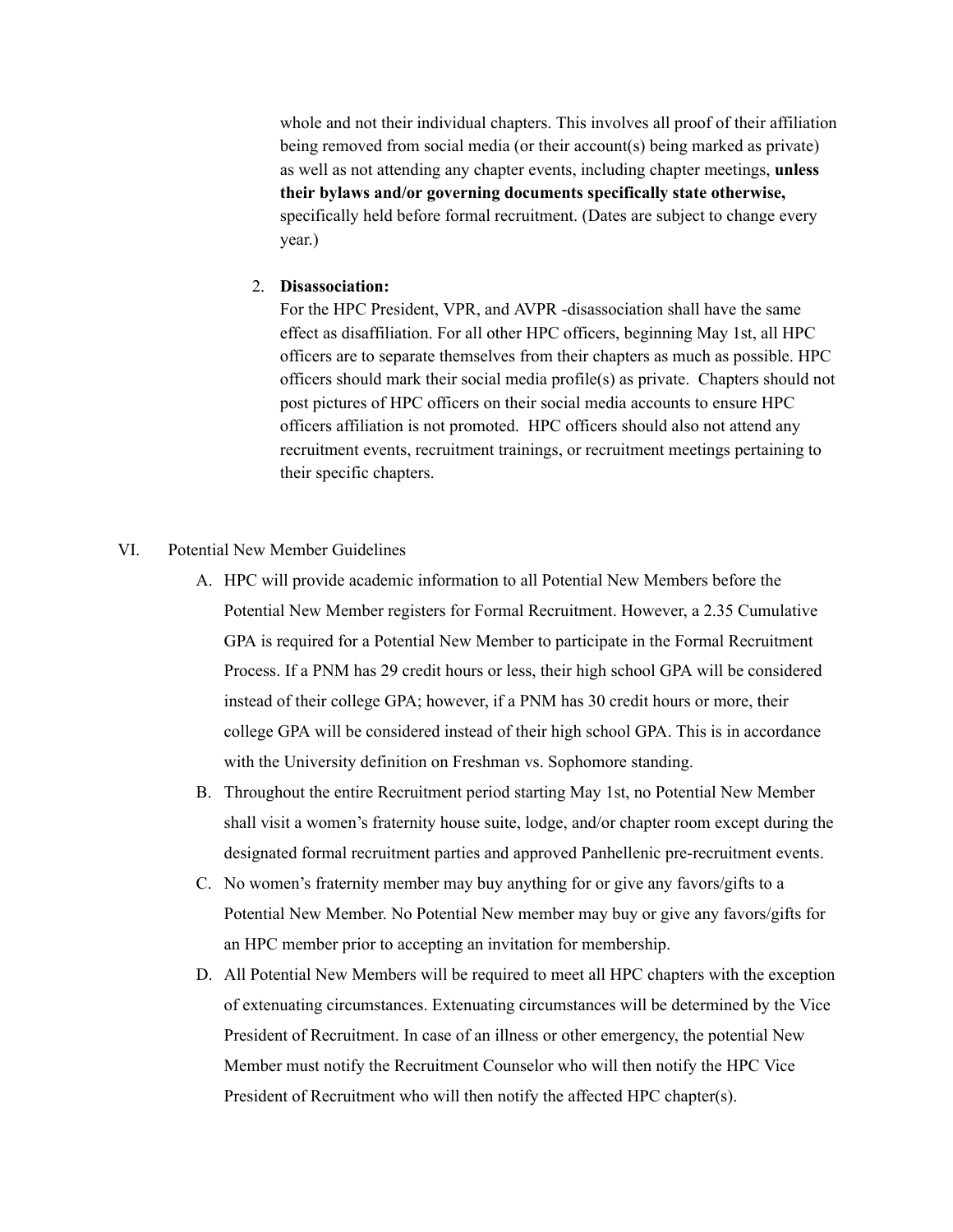whole and not their individual chapters. This involves all proof of their affiliation being removed from social media (or their account(s) being marked as private) as well as not attending any chapter events, including chapter meetings, **unless their bylaws and/or governing documents specifically state otherwise,** specifically held before formal recruitment. (Dates are subject to change every year.)

2. **Disassociation:**
   For the HPC President, VPR, and AVPR -disassociation shall have the same effect as disaffiliation. For all other HPC officers, beginning May 1st, all HPC officers are to separate themselves from their chapters as much as possible. HPC officers should mark their social media profile(s) as private. Chapters should not post pictures of HPC officers on their social media accounts to ensure HPC officers affiliation is not promoted. HPC officers should also not attend any recruitment events, recruitment trainings, or recruitment meetings pertaining to their specific chapters.

VI. Potential New Member Guidelines

A. HPC will provide academic information to all Potential New Members before the Potential New Member registers for Formal Recruitment. However, a 2.35 Cumulative GPA is required for a Potential New Member to participate in the Formal Recruitment Process. If a PNM has 29 credit hours or less, their high school GPA will be considered instead of their college GPA; however, if a PNM has 30 credit hours or more, their college GPA will be considered instead of their high school GPA. This is in accordance with the University definition on Freshman vs. Sophomore standing.

B. Throughout the entire Recruitment period starting May 1st, no Potential New Member shall visit a women's fraternity house suite, lodge, and/or chapter room except during the designated formal recruitment parties and approved Panhellenic pre-recruitment events.

C. No women's fraternity member may buy anything for or give any favors/gifts to a Potential New Member. No Potential New member may buy or give any favors/gifts for an HPC member prior to accepting an invitation for membership.

D. All Potential New Members will be required to meet all HPC chapters with the exception of extenuating circumstances. Extenuating circumstances will be determined by the Vice President of Recruitment. In case of an illness or other emergency, the potential New Member must notify the Recruitment Counselor who will then notify the HPC Vice President of Recruitment who will then notify the affected HPC chapter(s).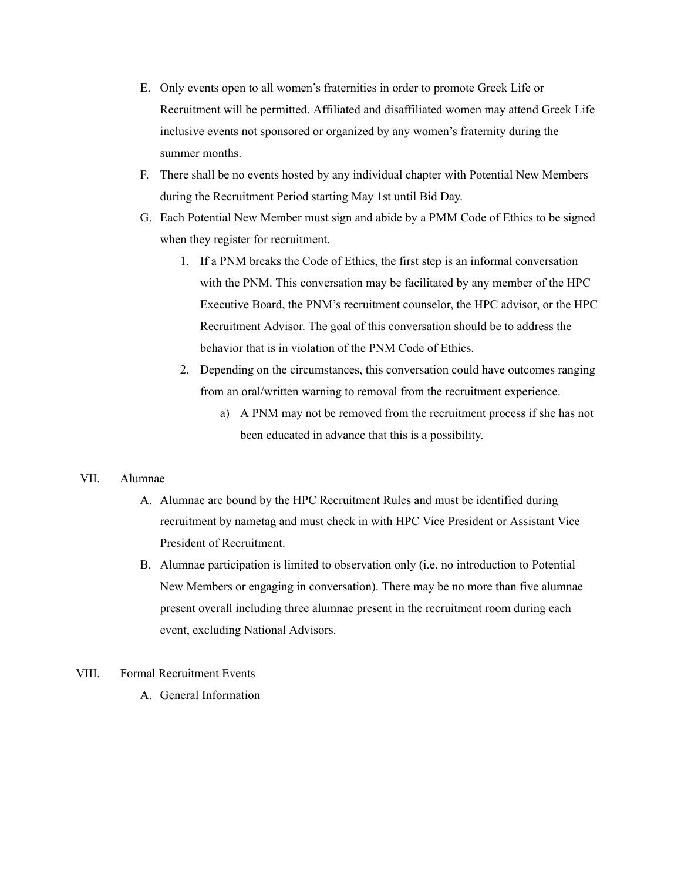E. Only events open to all women's fraternities in order to promote Greek Life or Recruitment will be permitted. Affiliated and disaffiliated women may attend Greek Life inclusive events not sponsored or organized by any women's fraternity during the summer months.

F. There shall be no events hosted by any individual chapter with Potential New Members during the Recruitment Period starting May 1st until Bid Day.

G. Each Potential New Member must sign and abide by a PMM Code of Ethics to be signed when they register for recruitment.

   1. If a PNM breaks the Code of Ethics, the first step is an informal conversation with the PNM. This conversation may be facilitated by any member of the HPC Executive Board, the PNM's recruitment counselor, the HPC advisor, or the HPC Recruitment Advisor. The goal of this conversation should be to address the behavior that is in violation of the PNM Code of Ethics.

   2. Depending on the circumstances, this conversation could have outcomes ranging from an oral/written warning to removal from the recruitment experience.

      a) A PNM may not be removed from the recruitment process if she has not been educated in advance that this is a possibility.

VII. Alumnae

A. Alumnae are bound by the HPC Recruitment Rules and must be identified during recruitment by nametag and must check in with HPC Vice President or Assistant Vice President of Recruitment.

B. Alumnae participation is limited to observation only (i.e. no introduction to Potential New Members or engaging in conversation). There may be no more than five alumnae present overall including three alumnae present in the recruitment room during each event, excluding National Advisors.

VIII. Formal Recruitment Events

A. General Information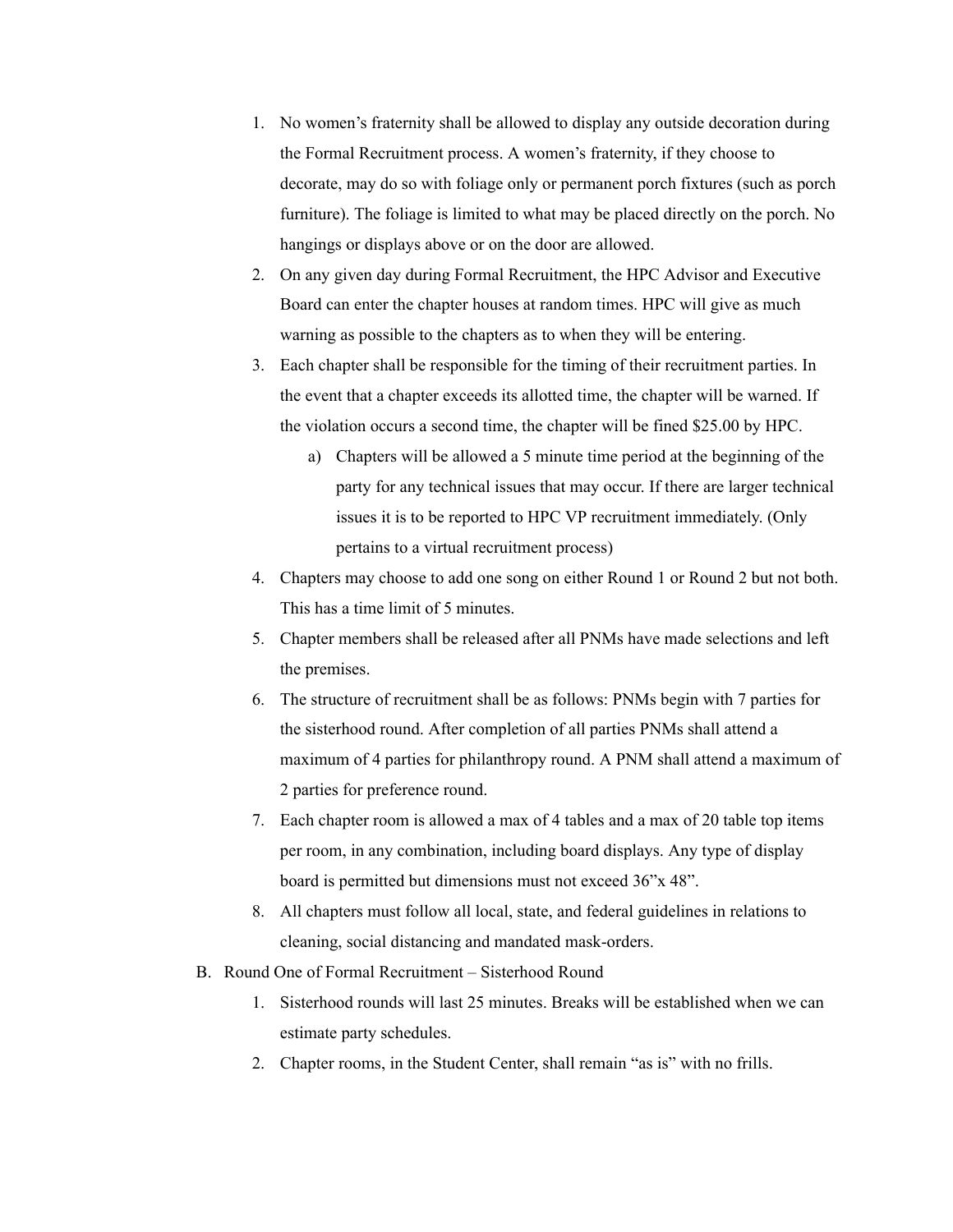1. No women's fraternity shall be allowed to display any outside decoration during the Formal Recruitment process. A women's fraternity, if they choose to decorate, may do so with foliage only or permanent porch fixtures (such as porch furniture). The foliage is limited to what may be placed directly on the porch. No hangings or displays above or on the door are allowed.
2. On any given day during Formal Recruitment, the HPC Advisor and Executive Board can enter the chapter houses at random times. HPC will give as much warning as possible to the chapters as to when they will be entering.
3. Each chapter shall be responsible for the timing of their recruitment parties. In the event that a chapter exceeds its allotted time, the chapter will be warned. If the violation occurs a second time, the chapter will be fined $25.00 by HPC.
   a) Chapters will be allowed a 5 minute time period at the beginning of the party for any technical issues that may occur. If there are larger technical issues it is to be reported to HPC VP recruitment immediately. (Only pertains to a virtual recruitment process)
4. Chapters may choose to add one song on either Round 1 or Round 2 but not both. This has a time limit of 5 minutes.
5. Chapter members shall be released after all PNMs have made selections and left the premises.
6. The structure of recruitment shall be as follows: PNMs begin with 7 parties for the sisterhood round. After completion of all parties PNMs shall attend a maximum of 4 parties for philanthropy round. A PNM shall attend a maximum of 2 parties for preference round.
7. Each chapter room is allowed a max of 4 tables and a max of 20 table top items per room, in any combination, including board displays. Any type of display board is permitted but dimensions must not exceed 36"x 48".
8. All chapters must follow all local, state, and federal guidelines in relations to cleaning, social distancing and mandated mask-orders.

B. Round One of Formal Recruitment – Sisterhood Round
   1. Sisterhood rounds will last 25 minutes. Breaks will be established when we can estimate party schedules.
   2. Chapter rooms, in the Student Center, shall remain "as is" with no frills.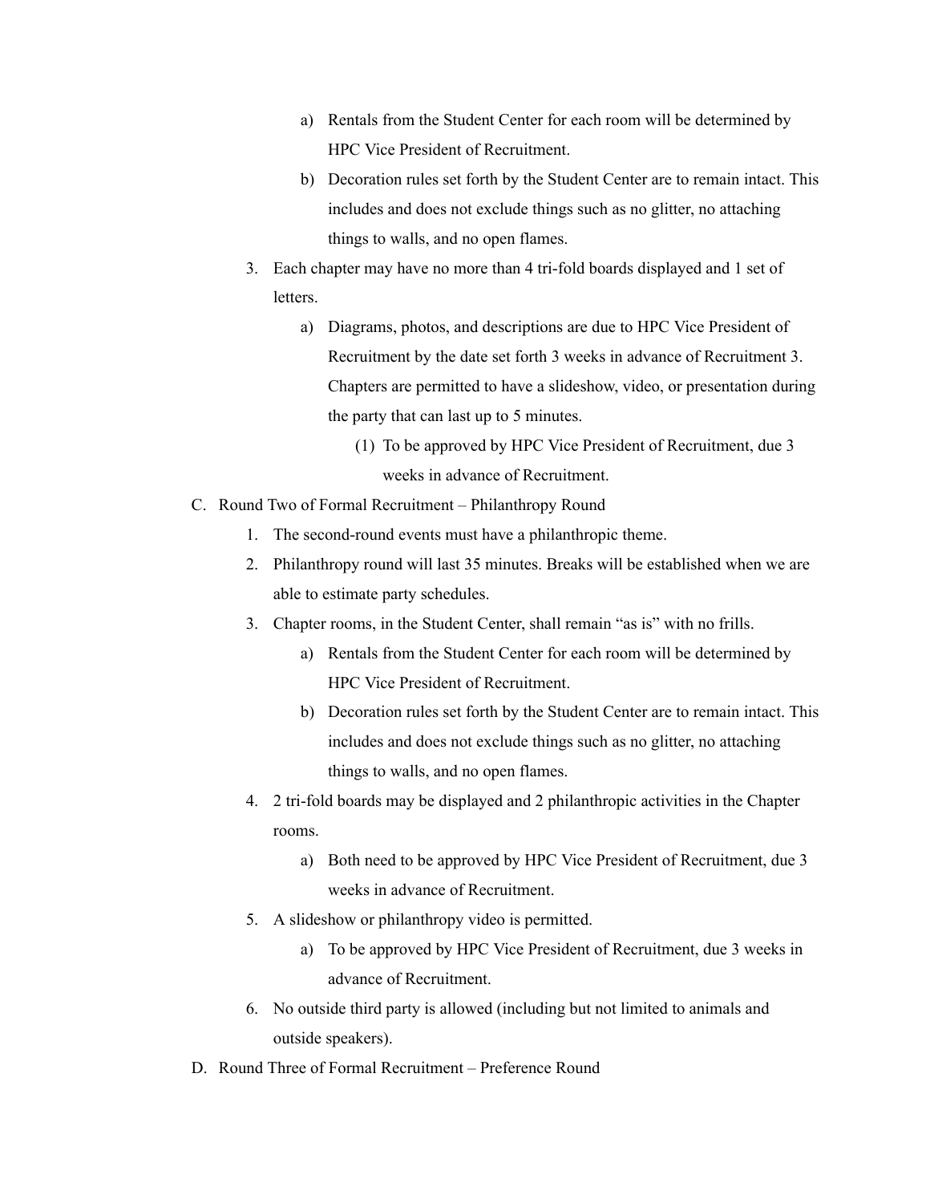a) Rentals from the Student Center for each room will be determined by HPC Vice President of Recruitment.
        b) Decoration rules set forth by the Student Center are to remain intact. This includes and does not exclude things such as no glitter, no attaching things to walls, and no open flames.
    3. Each chapter may have no more than 4 tri-fold boards displayed and 1 set of letters.
        a) Diagrams, photos, and descriptions are due to HPC Vice President of Recruitment by the date set forth 3 weeks in advance of Recruitment 3. Chapters are permitted to have a slideshow, video, or presentation during the party that can last up to 5 minutes.
            (1) To be approved by HPC Vice President of Recruitment, due 3 weeks in advance of Recruitment.

C. Round Two of Formal Recruitment – Philanthropy Round
    1. The second-round events must have a philanthropic theme.
    2. Philanthropy round will last 35 minutes. Breaks will be established when we are able to estimate party schedules.
    3. Chapter rooms, in the Student Center, shall remain "as is" with no frills.
        a) Rentals from the Student Center for each room will be determined by HPC Vice President of Recruitment.
        b) Decoration rules set forth by the Student Center are to remain intact. This includes and does not exclude things such as no glitter, no attaching things to walls, and no open flames.
    4. 2 tri-fold boards may be displayed and 2 philanthropic activities in the Chapter rooms.
        a) Both need to be approved by HPC Vice President of Recruitment, due 3 weeks in advance of Recruitment.
    5. A slideshow or philanthropy video is permitted.
        a) To be approved by HPC Vice President of Recruitment, due 3 weeks in advance of Recruitment.
    6. No outside third party is allowed (including but not limited to animals and outside speakers).

D. Round Three of Formal Recruitment – Preference Round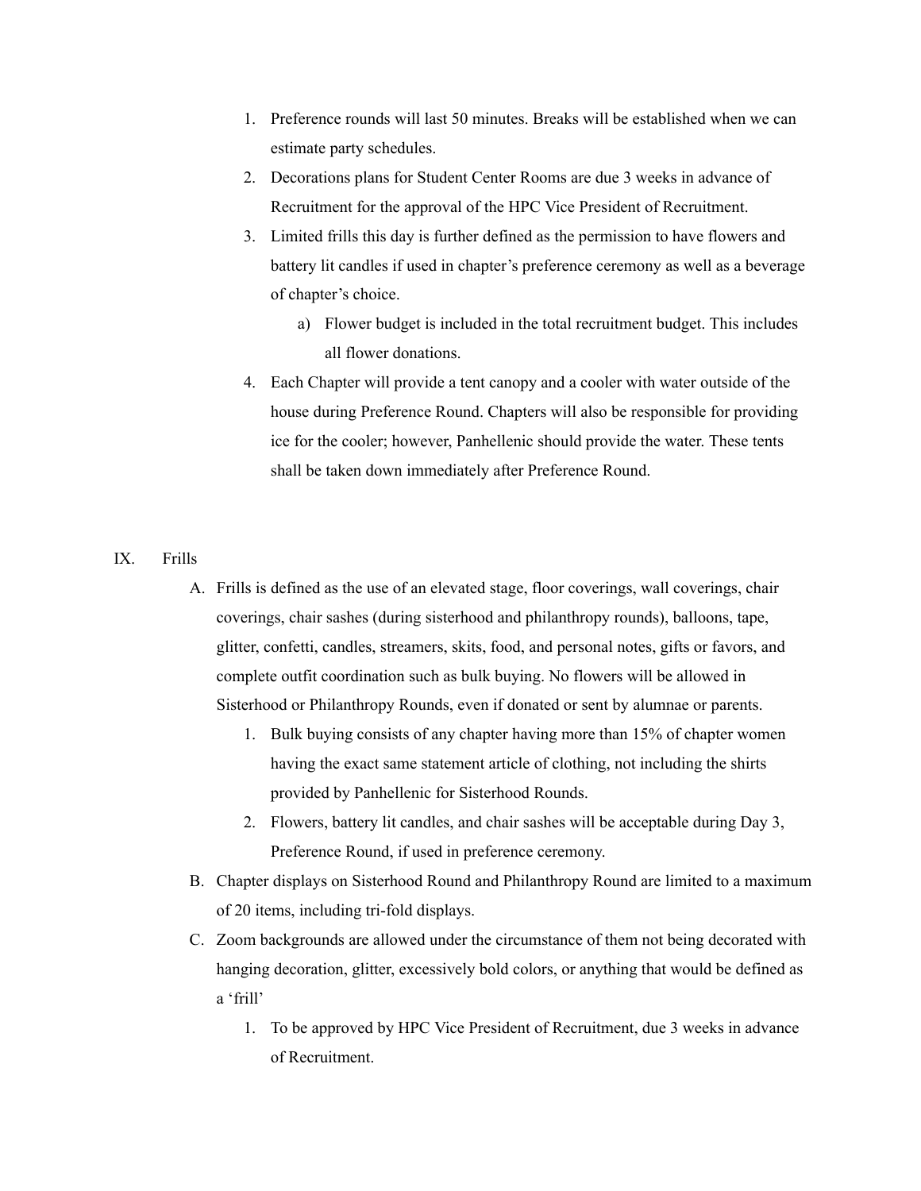1. Preference rounds will last 50 minutes. Breaks will be established when we can estimate party schedules.
2. Decorations plans for Student Center Rooms are due 3 weeks in advance of Recruitment for the approval of the HPC Vice President of Recruitment.
3. Limited frills this day is further defined as the permission to have flowers and battery lit candles if used in chapter's preference ceremony as well as a beverage of chapter's choice.
   a) Flower budget is included in the total recruitment budget. This includes all flower donations.
4. Each Chapter will provide a tent canopy and a cooler with water outside of the house during Preference Round. Chapters will also be responsible for providing ice for the cooler; however, Panhellenic should provide the water. These tents shall be taken down immediately after Preference Round.

## IX. Frills

A. Frills is defined as the use of an elevated stage, floor coverings, wall coverings, chair coverings, chair sashes (during sisterhood and philanthropy rounds), balloons, tape, glitter, confetti, candles, streamers, skits, food, and personal notes, gifts or favors, and complete outfit coordination such as bulk buying. No flowers will be allowed in Sisterhood or Philanthropy Rounds, even if donated or sent by alumnae or parents.
   1. Bulk buying consists of any chapter having more than 15% of chapter women having the exact same statement article of clothing, not including the shirts provided by Panhellenic for Sisterhood Rounds.
   2. Flowers, battery lit candles, and chair sashes will be acceptable during Day 3, Preference Round, if used in preference ceremony.

B. Chapter displays on Sisterhood Round and Philanthropy Round are limited to a maximum of 20 items, including tri-fold displays.

C. Zoom backgrounds are allowed under the circumstance of them not being decorated with hanging decoration, glitter, excessively bold colors, or anything that would be defined as a 'frill'
   1. To be approved by HPC Vice President of Recruitment, due 3 weeks in advance of Recruitment.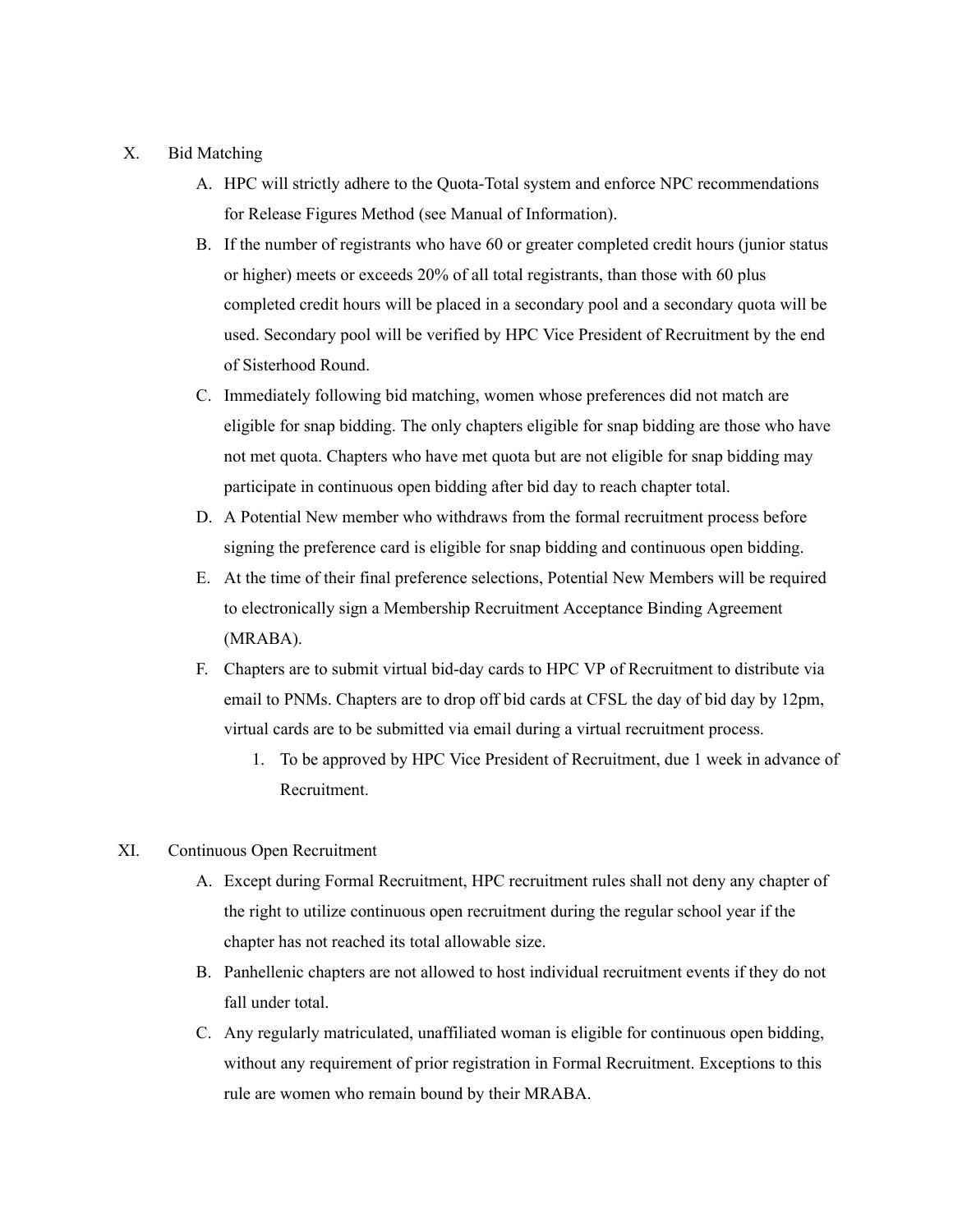X. Bid Matching

A. HPC will strictly adhere to the Quota-Total system and enforce NPC recommendations for Release Figures Method (see Manual of Information).

B. If the number of registrants who have 60 or greater completed credit hours (junior status or higher) meets or exceeds 20% of all total registrants, than those with 60 plus completed credit hours will be placed in a secondary pool and a secondary quota will be used. Secondary pool will be verified by HPC Vice President of Recruitment by the end of Sisterhood Round.

C. Immediately following bid matching, women whose preferences did not match are eligible for snap bidding. The only chapters eligible for snap bidding are those who have not met quota. Chapters who have met quota but are not eligible for snap bidding may participate in continuous open bidding after bid day to reach chapter total.

D. A Potential New member who withdraws from the formal recruitment process before signing the preference card is eligible for snap bidding and continuous open bidding.

E. At the time of their final preference selections, Potential New Members will be required to electronically sign a Membership Recruitment Acceptance Binding Agreement (MRABA).

F. Chapters are to submit virtual bid-day cards to HPC VP of Recruitment to distribute via email to PNMs. Chapters are to drop off bid cards at CFSL the day of bid day by 12pm, virtual cards are to be submitted via email during a virtual recruitment process.

   1. To be approved by HPC Vice President of Recruitment, due 1 week in advance of Recruitment.

XI. Continuous Open Recruitment

A. Except during Formal Recruitment, HPC recruitment rules shall not deny any chapter of the right to utilize continuous open recruitment during the regular school year if the chapter has not reached its total allowable size.

B. Panhellenic chapters are not allowed to host individual recruitment events if they do not fall under total.

C. Any regularly matriculated, unaffiliated woman is eligible for continuous open bidding, without any requirement of prior registration in Formal Recruitment. Exceptions to this rule are women who remain bound by their MRABA.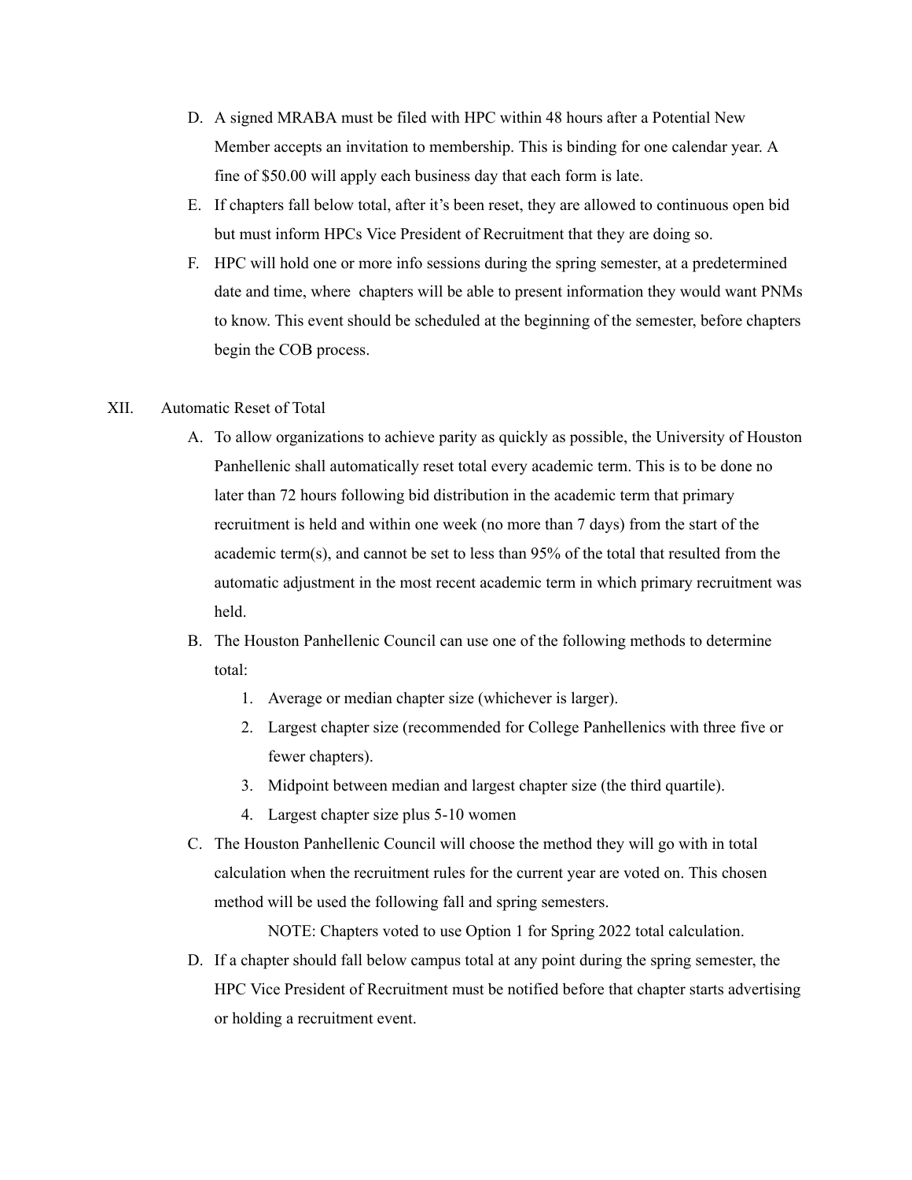D. A signed MRABA must be filed with HPC within 48 hours after a Potential New Member accepts an invitation to membership. This is binding for one calendar year. A fine of $50.00 will apply each business day that each form is late.

E. If chapters fall below total, after it's been reset, they are allowed to continuous open bid but must inform HPCs Vice President of Recruitment that they are doing so.

F. HPC will hold one or more info sessions during the spring semester, at a predetermined date and time, where chapters will be able to present information they would want PNMs to know. This event should be scheduled at the beginning of the semester, before chapters begin the COB process.

XII. Automatic Reset of Total

A. To allow organizations to achieve parity as quickly as possible, the University of Houston Panhellenic shall automatically reset total every academic term. This is to be done no later than 72 hours following bid distribution in the academic term that primary recruitment is held and within one week (no more than 7 days) from the start of the academic term(s), and cannot be set to less than 95% of the total that resulted from the automatic adjustment in the most recent academic term in which primary recruitment was held.

B. The Houston Panhellenic Council can use one of the following methods to determine total:

1. Average or median chapter size (whichever is larger).
2. Largest chapter size (recommended for College Panhellenics with three five or fewer chapters).
3. Midpoint between median and largest chapter size (the third quartile).
4. Largest chapter size plus 5-10 women

C. The Houston Panhellenic Council will choose the method they will go with in total calculation when the recruitment rules for the current year are voted on. This chosen method will be used the following fall and spring semesters.

NOTE: Chapters voted to use Option 1 for Spring 2022 total calculation.

D. If a chapter should fall below campus total at any point during the spring semester, the HPC Vice President of Recruitment must be notified before that chapter starts advertising or holding a recruitment event.